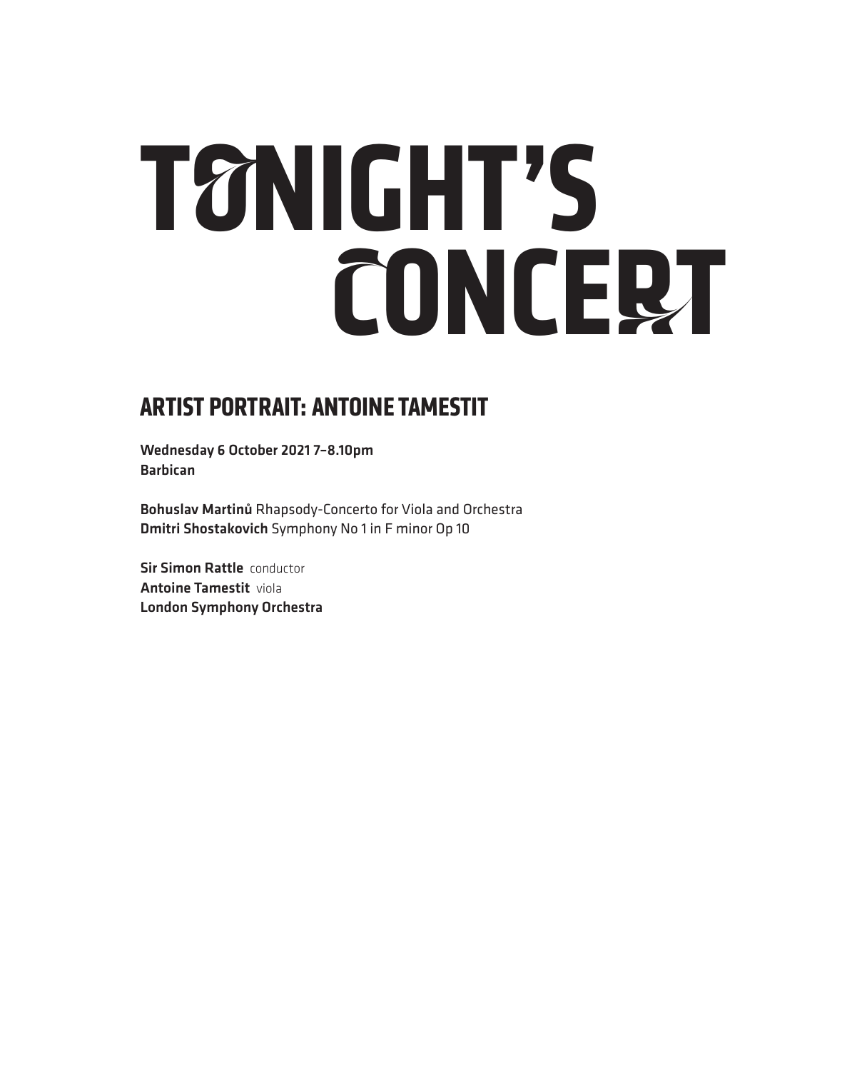# TONIGHT'S CONCERT

## ARTIST PORTRAIT: ANTOINE TAMESTIT

**Wednesday 6 October 2021 7–8.10pm**
**Barbican**

**Bohuslav Martinů** Rhapsody-Concerto for Viola and Orchestra
**Dmitri Shostakovich** Symphony No 1 in F minor Op 10

**Sir Simon Rattle** conductor
**Antoine Tamestit** viola
**London Symphony Orchestra**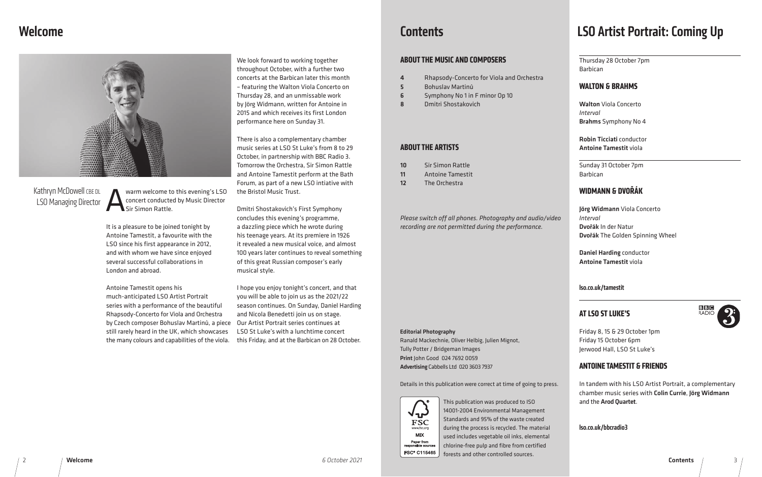# Welcome

Kathryn McDowell CBE DL
LSO Managing Director

A warm welcome to this evening's LSO concert conducted by Music Director Sir Simon Rattle.

It is a pleasure to be joined tonight by Antoine Tamestit, a favourite with the LSO since his first appearance in 2012, and with whom we have since enjoyed several successful collaborations in London and abroad.

Antoine Tamestit opens his much-anticipated LSO Artist Portrait series with a performance of the beautiful Rhapsody-Concerto for Viola and Orchestra by Czech composer Bohuslav Martinů, a piece still rarely heard in the UK, which showcases the many colours and capabilities of the viola.

We look forward to working together throughout October, with a further two concerts at the Barbican later this month – featuring the Walton Viola Concerto on Thursday 28, and an unmissable work by Jörg Widmann, written for Antoine in 2015 and which receives its first London performance here on Sunday 31.

There is also a complementary chamber music series at LSO St Luke's from 8 to 29 October, in partnership with BBC Radio 3. Tomorrow the Orchestra, Sir Simon Rattle and Antoine Tamestit perform at the Bath Forum, as part of a new LSO intiative with the Bristol Music Trust.

Dmitri Shostakovich's First Symphony concludes this evening's programme, a dazzling piece which he wrote during his teenage years. At its premiere in 1926 it revealed a new musical voice, and almost 100 years later continues to reveal something of this great Russian composer's early musical style.

I hope you enjoy tonight's concert, and that you will be able to join us as the 2021/22 season continues. On Sunday, Daniel Harding and Nicola Benedetti join us on stage. Our Artist Portrait series continues at LSO St Luke's with a lunchtime concert this Friday, and at the Barbican on 28 October.

# Contents

## ABOUT THE MUSIC AND COMPOSERS

- **4** Rhapsody-Concerto for Viola and Orchestra
- **5** Bohuslav Martinů
- **6** Symphony No 1 in F minor Op 10
- **8** Dmitri Shostakovich

## ABOUT THE ARTISTS

- **10** Sir Simon Rattle
- **11** Antoine Tamestit
- **12** The Orchestra

*Please switch off all phones. Photography and audio/video recording are not permitted during the performance.*

**Editorial Photography**
Ranald Mackechnie, Oliver Helbig, Julien Mignot, Tully Potter / Bridgeman Images
**Print** John Good 024 7692 0059
**Advertising** Cabbells Ltd 020 3603 7937

Details in this publication were correct at time of going to press.

FSC www.fsc.org MIX Paper from responsible sources FSC® C115465

This publication was produced to ISO 14001-2004 Environmental Management Standards and 95% of the waste created during the process is recycled. The material used includes vegetable oil inks, elemental chlorine-free pulp and fibre from certified forests and other controlled sources.

# LSO Artist Portrait: Coming Up

Thursday 28 October 7pm
Barbican

## WALTON & BRAHMS

**Walton** Viola Concerto
*Interval*
**Brahms** Symphony No 4

**Robin Ticciati** conductor
**Antoine Tamestit** viola

Sunday 31 October 7pm
Barbican

## WIDMANN & DVOŘÁK

**Jörg Widmann** Viola Concerto
*Interval*
**Dvořák** In der Natur
**Dvořák** The Golden Spinning Wheel

**Daniel Harding** conductor
**Antoine Tamestit** viola

**lso.co.uk/tamestit**

## AT LSO ST LUKE'S

Friday 8, 15 & 29 October 1pm
Friday 15 October 6pm
Jerwood Hall, LSO St Luke's

## ANTOINE TAMESTIT & FRIENDS

In tandem with his LSO Artist Portrait, a complementary chamber music series with **Colin Currie**, **Jörg Widmann** and the **Arod Quartet**.

**lso.co.uk/bbcradio3**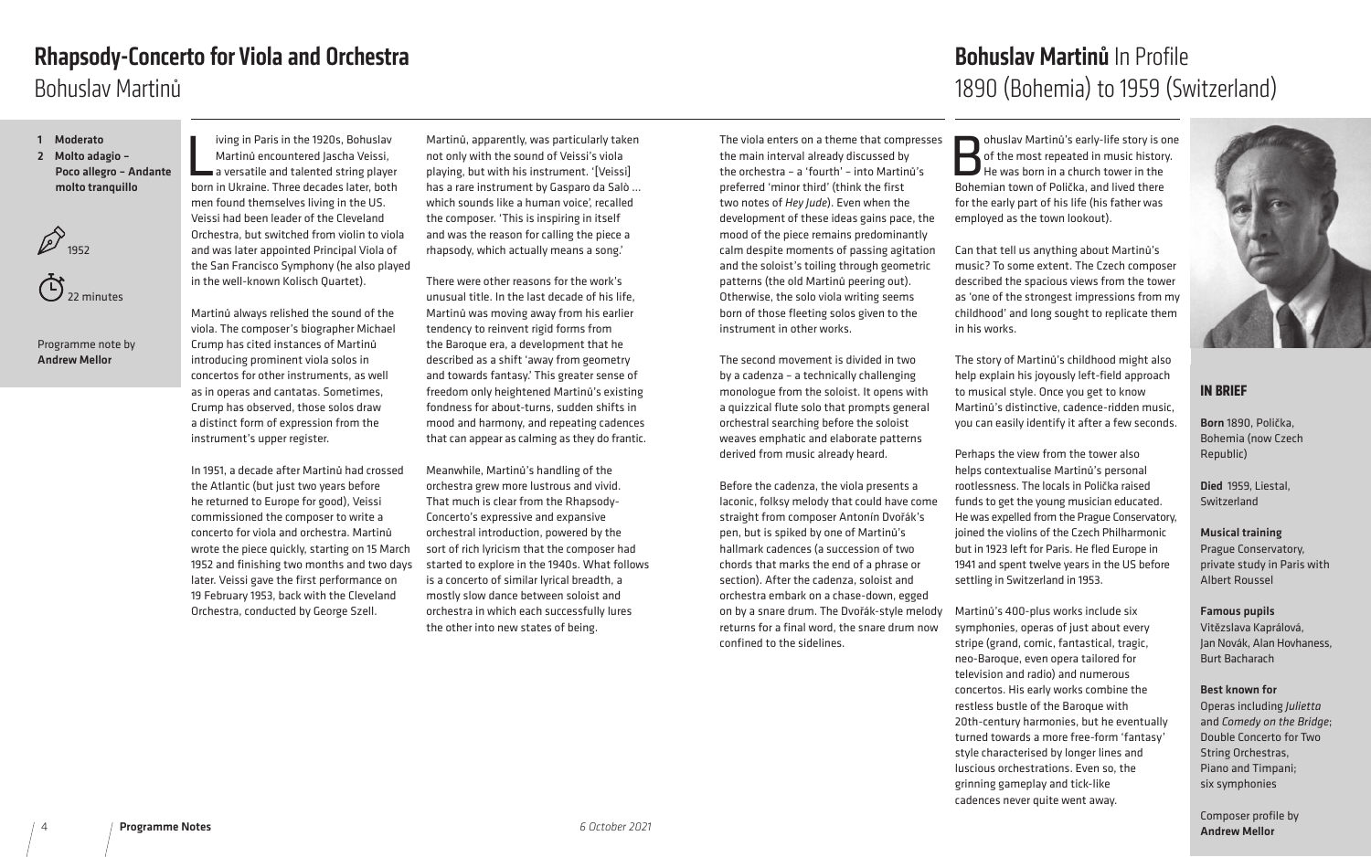# Rhapsody-Concerto for Viola and Orchestra

## Bohuslav Martinů

1. **Moderato**
2. **Molto adagio – Poco allegro – Andante molto tranquillo**

1952

22 minutes

Programme note by **Andrew Mellor**

Living in Paris in the 1920s, Bohuslav Martinů encountered Jascha Veissi, a versatile and talented string player born in Ukraine. Three decades later, both men found themselves living in the US. Veissi had been leader of the Cleveland Orchestra, but switched from violin to viola and was later appointed Principal Viola of the San Francisco Symphony (he also played in the well-known Kolisch Quartet).

Martinů always relished the sound of the viola. The composer's biographer Michael Crump has cited instances of Martinů introducing prominent viola solos in concertos for other instruments, as well as in operas and cantatas. Sometimes, Crump has observed, those solos draw a distinct form of expression from the instrument's upper register.

In 1951, a decade after Martinů had crossed the Atlantic (but just two years before he returned to Europe for good), Veissi commissioned the composer to write a concerto for viola and orchestra. Martinů wrote the piece quickly, starting on 15 March 1952 and finishing two months and two days later. Veissi gave the first performance on 19 February 1953, back with the Cleveland Orchestra, conducted by George Szell.

Martinů, apparently, was particularly taken not only with the sound of Veissi's viola playing, but with his instrument. '[Veissi] has a rare instrument by Gasparo da Salò … which sounds like a human voice', recalled the composer. 'This is inspiring in itself and was the reason for calling the piece a rhapsody, which actually means a song.'

There were other reasons for the work's unusual title. In the last decade of his life, Martinů was moving away from his earlier tendency to reinvent rigid forms from the Baroque era, a development that he described as a shift 'away from geometry and towards fantasy.' This greater sense of freedom only heightened Martinů's existing fondness for about-turns, sudden shifts in mood and harmony, and repeating cadences that can appear as calming as they do frantic.

Meanwhile, Martinů's handling of the orchestra grew more lustrous and vivid. That much is clear from the Rhapsody-Concerto's expressive and expansive orchestral introduction, powered by the sort of rich lyricism that the composer had started to explore in the 1940s. What follows is a concerto of similar lyrical breadth, a mostly slow dance between soloist and orchestra in which each successfully lures the other into new states of being.

The viola enters on a theme that compresses the main interval already discussed by the orchestra – a 'fourth' – into Martinů's preferred 'minor third' (think the first two notes of *Hey Jude*). Even when the development of these ideas gains pace, the mood of the piece remains predominantly calm despite moments of passing agitation and the soloist's toiling through geometric patterns (the old Martinů peering out). Otherwise, the solo viola writing seems born of those fleeting solos given to the instrument in other works.

The second movement is divided in two by a cadenza – a technically challenging monologue from the soloist. It opens with a quizzical flute solo that prompts general orchestral searching before the soloist weaves emphatic and elaborate patterns derived from music already heard.

Before the cadenza, the viola presents a laconic, folksy melody that could have come straight from composer Antonín Dvořák's pen, but is spiked by one of Martinů's hallmark cadences (a succession of two chords that marks the end of a phrase or section). After the cadenza, soloist and orchestra embark on a chase-down, egged on by a snare drum. The Dvořák-style melody returns for a final word, the snare drum now confined to the sidelines.

# Bohuslav Martinů In Profile

## 1890 (Bohemia) to 1959 (Switzerland)

Bohuslav Martinů's early-life story is one of the most repeated in music history. He was born in a church tower in the Bohemian town of Polička, and lived there for the early part of his life (his father was employed as the town lookout).

Can that tell us anything about Martinů's music? To some extent. The Czech composer described the spacious views from the tower as 'one of the strongest impressions from my childhood' and long sought to replicate them in his works.

The story of Martinů's childhood might also help explain his joyously left-field approach to musical style. Once you get to know Martinů's distinctive, cadence-ridden music, you can easily identify it after a few seconds.

Perhaps the view from the tower also helps contextualise Martinů's personal rootlessness. The locals in Polička raised funds to get the young musician educated. He was expelled from the Prague Conservatory, joined the violins of the Czech Philharmonic but in 1923 left for Paris. He fled Europe in 1941 and spent twelve years in the US before settling in Switzerland in 1953.

Martinů's 400-plus works include six symphonies, operas of just about every stripe (grand, comic, fantastical, tragic, neo-Baroque, even opera tailored for television and radio) and numerous concertos. His early works combine the restless bustle of the Baroque with 20th-century harmonies, but he eventually turned towards a more free-form 'fantasy' style characterised by longer lines and luscious orchestrations. Even so, the grinning gameplay and tick-like cadences never quite went away.

### IN BRIEF

**Born** 1890, Polička, Bohemia (now Czech Republic)

**Died** 1959, Liestal, Switzerland

**Musical training**
Prague Conservatory, private study in Paris with Albert Roussel

**Famous pupils**
Vítězslava Kaprálová, Jan Novák, Alan Hovhaness, Burt Bacharach

**Best known for**
Operas including *Julietta* and *Comedy on the Bridge*; Double Concerto for Two String Orchestras, Piano and Timpani; six symphonies

Composer profile by **Andrew Mellor**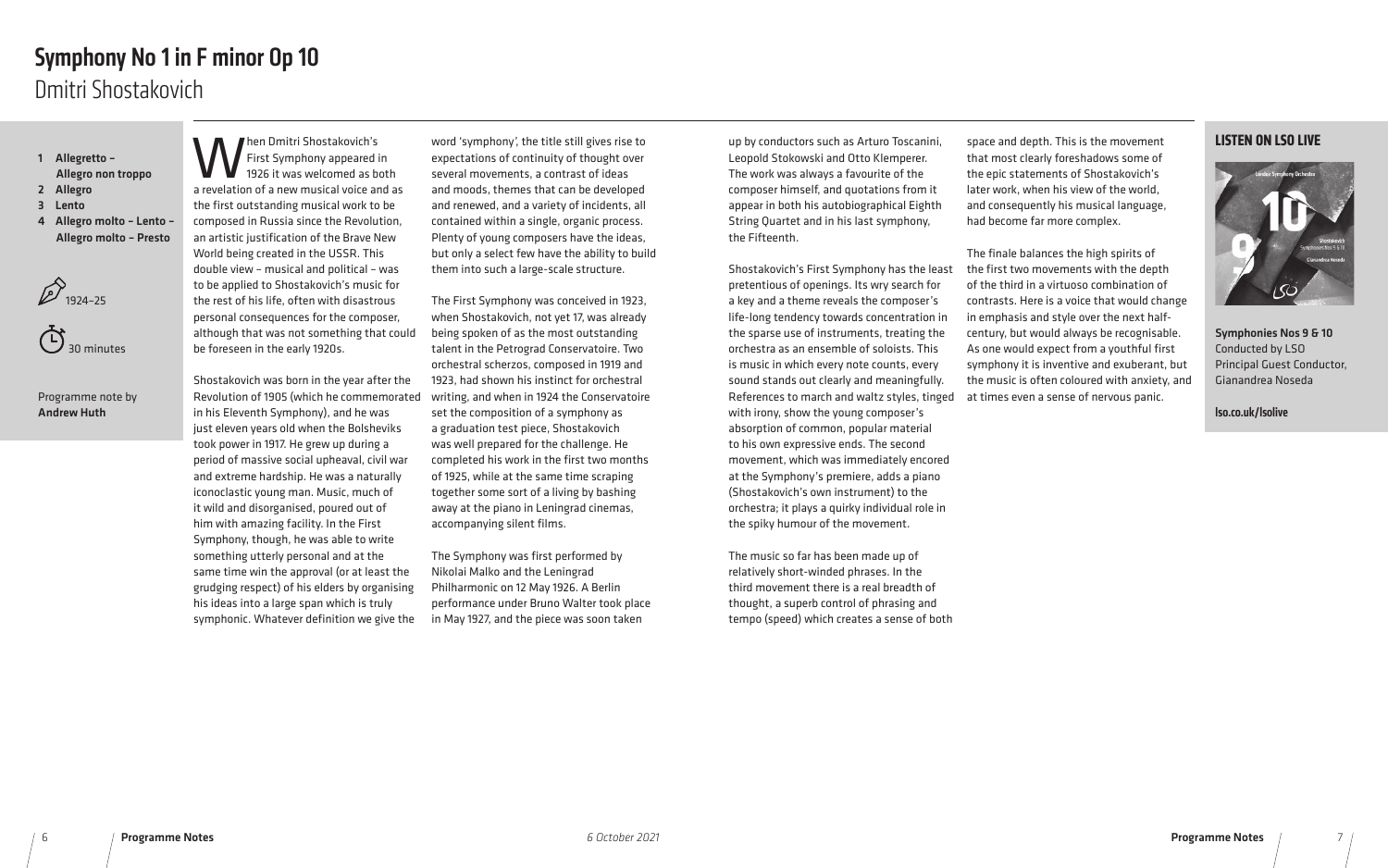# Symphony No 1 in F minor Op 10

## Dmitri Shostakovich

1. Allegretto – Allegro non troppo
2. Allegro
3. Lento
4. Allegro molto – Lento – Allegro molto – Presto

1924–25

30 minutes

Programme note by **Andrew Huth**

When Dmitri Shostakovich's First Symphony appeared in 1926 it was welcomed as both a revelation of a new musical voice and as the first outstanding musical work to be composed in Russia since the Revolution, an artistic justification of the Brave New World being created in the USSR. This double view – musical and political – was to be applied to Shostakovich's music for the rest of his life, often with disastrous personal consequences for the composer, although that was not something that could be foreseen in the early 1920s.

Shostakovich was born in the year after the Revolution of 1905 (which he commemorated in his Eleventh Symphony), and he was just eleven years old when the Bolsheviks took power in 1917. He grew up during a period of massive social upheaval, civil war and extreme hardship. He was a naturally iconoclastic young man. Music, much of it wild and disorganised, poured out of him with amazing facility. In the First Symphony, though, he was able to write something utterly personal and at the same time win the approval (or at least the grudging respect) of his elders by organising his ideas into a large span which is truly symphonic. Whatever definition we give the word 'symphony', the title still gives rise to expectations of continuity of thought over several movements, a contrast of ideas and moods, themes that can be developed and renewed, and a variety of incidents, all contained within a single, organic process. Plenty of young composers have the ideas, but only a select few have the ability to build them into such a large-scale structure.

The First Symphony was conceived in 1923, when Shostakovich, not yet 17, was already being spoken of as the most outstanding talent in the Petrograd Conservatoire. Two orchestral scherzos, composed in 1919 and 1923, had shown his instinct for orchestral writing, and when in 1924 the Conservatoire set the composition of a symphony as a graduation test piece, Shostakovich was well prepared for the challenge. He completed his work in the first two months of 1925, while at the same time scraping together some sort of a living by bashing away at the piano in Leningrad cinemas, accompanying silent films.

The Symphony was first performed by Nikolai Malko and the Leningrad Philharmonic on 12 May 1926. A Berlin performance under Bruno Walter took place in May 1927, and the piece was soon taken up by conductors such as Arturo Toscanini, Leopold Stokowski and Otto Klemperer. The work was always a favourite of the composer himself, and quotations from it appear in both his autobiographical Eighth String Quartet and in his last symphony, the Fifteenth.

Shostakovich's First Symphony has the least pretentious of openings. Its wry search for a key and a theme reveals the composer's life-long tendency towards concentration in the sparse use of instruments, treating the orchestra as an ensemble of soloists. This is music in which every note counts, every sound stands out clearly and meaningfully. References to march and waltz styles, tinged with irony, show the young composer's absorption of common, popular material to his own expressive ends. The second movement, which was immediately encored at the Symphony's premiere, adds a piano (Shostakovich's own instrument) to the orchestra; it plays a quirky individual role in the spiky humour of the movement.

The music so far has been made up of relatively short-winded phrases. In the third movement there is a real breadth of thought, a superb control of phrasing and tempo (speed) which creates a sense of both space and depth. This is the movement that most clearly foreshadows some of the epic statements of Shostakovich's later work, when his view of the world, and consequently his musical language, had become far more complex.

The finale balances the high spirits of the first two movements with the depth of the third in a virtuoso combination of contrasts. Here is a voice that would change in emphasis and style over the next half-century, but would always be recognisable. As one would expect from a youthful first symphony it is inventive and exuberant, but the music is often coloured with anxiety, and at times even a sense of nervous panic.

### Listen on LSO Live

**Symphonies Nos 9 & 10**
Conducted by LSO Principal Guest Conductor, Gianandrea Noseda

**lso.co.uk/lsolive**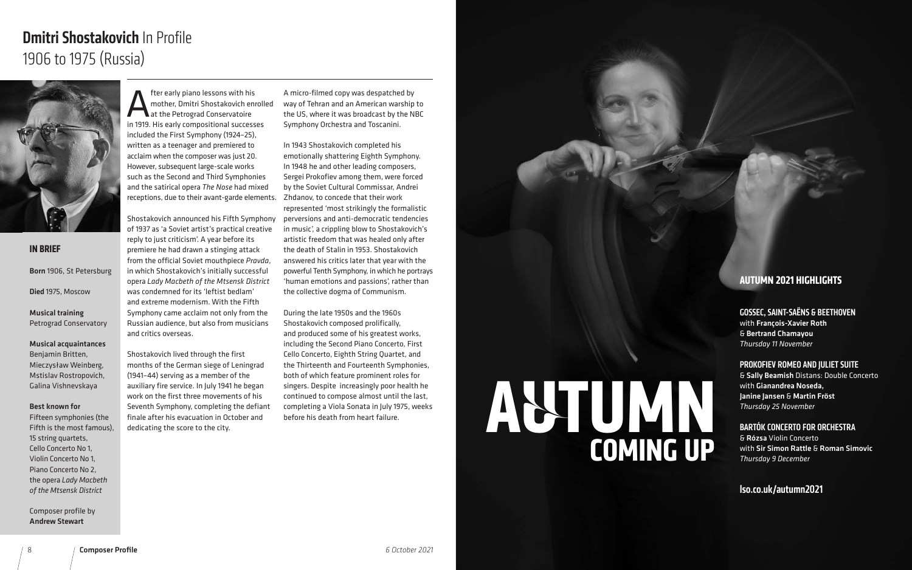# **Dmitri Shostakovich** In Profile
1906 to 1975 (Russia)

### IN BRIEF

**Born** 1906, St Petersburg

**Died** 1975, Moscow

**Musical training**
Petrograd Conservatory

**Musical acquaintances**
Benjamin Britten, Mieczysław Weinberg, Mstislav Rostropovich, Galina Vishnevskaya

**Best known for**
Fifteen symphonies (the Fifth is the most famous), 15 string quartets, Cello Concerto No 1, Violin Concerto No 1, Piano Concerto No 2, the opera *Lady Macbeth of the Mtsensk District*

Composer profile by
**Andrew Stewart**

After early piano lessons with his mother, Dmitri Shostakovich enrolled at the Petrograd Conservatoire in 1919. His early compositional successes included the First Symphony (1924–25), written as a teenager and premiered to acclaim when the composer was just 20. However, subsequent large-scale works such as the Second and Third Symphonies and the satirical opera *The Nose* had mixed receptions, due to their avant-garde elements.

Shostakovich announced his Fifth Symphony of 1937 as 'a Soviet artist's practical creative reply to just criticism'. A year before its premiere he had drawn a stinging attack from the official Soviet mouthpiece *Pravda*, in which Shostakovich's initially successful opera *Lady Macbeth of the Mtsensk District* was condemned for its 'leftist bedlam' and extreme modernism. With the Fifth Symphony came acclaim not only from the Russian audience, but also from musicians and critics overseas.

Shostakovich lived through the first months of the German siege of Leningrad (1941–44) serving as a member of the auxiliary fire service. In July 1941 he began work on the first three movements of his Seventh Symphony, completing the defiant finale after his evacuation in October and dedicating the score to the city.

A micro-filmed copy was despatched by way of Tehran and an American warship to the US, where it was broadcast by the NBC Symphony Orchestra and Toscanini.

In 1943 Shostakovich completed his emotionally shattering Eighth Symphony. In 1948 he and other leading composers, Sergei Prokofiev among them, were forced by the Soviet Cultural Commissar, Andrei Zhdanov, to concede that their work represented 'most strikingly the formalistic perversions and anti-democratic tendencies in music', a crippling blow to Shostakovich's artistic freedom that was healed only after the death of Stalin in 1953. Shostakovich answered his critics later that year with the powerful Tenth Symphony, in which he portrays 'human emotions and passions', rather than the collective dogma of Communism.

During the late 1950s and the 1960s Shostakovich composed prolifically, and produced some of his greatest works, including the Second Piano Concerto, First Cello Concerto, Eighth String Quartet, and the Thirteenth and Fourteenth Symphonies, both of which feature prominent roles for singers. Despite increasingly poor health he continued to compose almost until the last, completing a Viola Sonata in July 1975, weeks before his death from heart failure.

# AUTUMN
## COMING UP

### AUTUMN 2021 HIGHLIGHTS

**GOSSEC, SAINT-SAËNS & BEETHOVEN**
with **François-Xavier Roth** & **Bertrand Chamayou**
*Thursday 11 November*

**PROKOFIEV ROMEO AND JULIET SUITE**
& **Sally Beamish** Distans: Double Concerto
with **Gianandrea Noseda, Janine Jansen** & **Martin Fröst**
*Thursday 25 November*

**BARTÓK CONCERTO FOR ORCHESTRA**
& **Rózsa** Violin Concerto
with **Sir Simon Rattle** & **Roman Simovic**
*Thursday 9 December*

**lso.co.uk/autumn2021**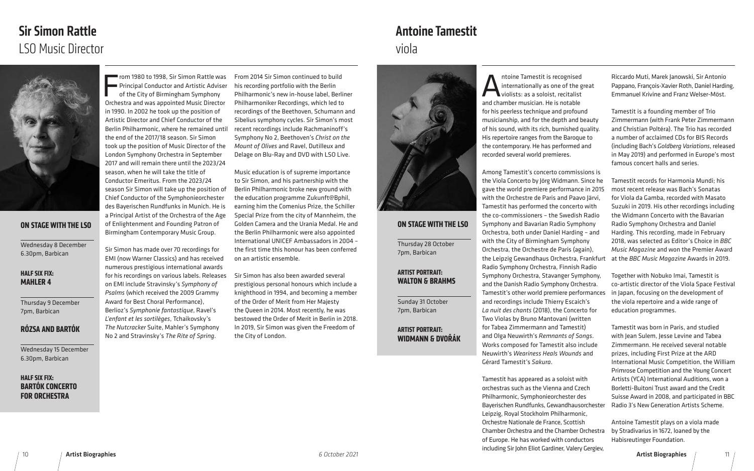# Sir Simon Rattle

LSO Music Director

## On Stage with the LSO

Wednesday 8 December
6.30pm, Barbican

**HALF SIX FIX: MAHLER 4**

Thursday 9 December
7pm, Barbican

**RÓZSA AND BARTÓK**

Wednesday 15 December
6.30pm, Barbican

**HALF SIX FIX: BARTÓK CONCERTO FOR ORCHESTRA**

From 1980 to 1998, Sir Simon Rattle was Principal Conductor and Artistic Adviser of the City of Birmingham Symphony Orchestra and was appointed Music Director in 1990. In 2002 he took up the position of Artistic Director and Chief Conductor of the Berlin Philharmonic, where he remained until the end of the 2017/18 season. Sir Simon took up the position of Music Director of the London Symphony Orchestra in September 2017 and will remain there until the 2023/24 season, when he will take the title of Conductor Emeritus. From the 2023/24 season Sir Simon will take up the position of Chief Conductor of the Symphonieorchester des Bayerischen Rundfunks in Munich. He is a Principal Artist of the Orchestra of the Age of Enlightenment and Founding Patron of Birmingham Contemporary Music Group.

Sir Simon has made over 70 recordings for EMI (now Warner Classics) and has received numerous prestigious international awards for his recordings on various labels. Releases on EMI include Stravinsky's *Symphony of Psalms* (which received the 2009 Grammy Award for Best Choral Performance), Berlioz's *Symphonie fantastique*, Ravel's *L'enfant et les sortilèges*, Tchaikovsky's *The Nutcracker* Suite, Mahler's Symphony No 2 and Stravinsky's *The Rite of Spring*.

From 2014 Sir Simon continued to build his recording portfolio with the Berlin Philharmonic's new in-house label, Berliner Philharmoniker Recordings, which led to recordings of the Beethoven, Schumann and Sibelius symphony cycles. Sir Simon's most recent recordings include Rachmaninoff's Symphony No 2, Beethoven's *Christ on the Mount of Olives* and Ravel, Dutilleux and Delage on Blu-Ray and DVD with LSO Live.

Music education is of supreme importance to Sir Simon, and his partnership with the Berlin Philharmonic broke new ground with the education programme Zukunft@Bphil, earning him the Comenius Prize, the Schiller Special Prize from the city of Mannheim, the Golden Camera and the Urania Medal. He and the Berlin Philharmonic were also appointed International UNICEF Ambassadors in 2004 – the first time this honour has been conferred on an artistic ensemble.

Sir Simon has also been awarded several prestigious personal honours which include a knighthood in 1994, and becoming a member of the Order of Merit from Her Majesty the Queen in 2014. Most recently, he was bestowed the Order of Merit in Berlin in 2018. In 2019, Sir Simon was given the Freedom of the City of London.

# Antoine Tamestit

viola

## On Stage with the LSO

Thursday 28 October
7pm, Barbican

**ARTIST PORTRAIT: WALTON & BRAHMS**

Sunday 31 October
7pm, Barbican

**ARTIST PORTRAIT: WIDMANN & DVOŘÁK**

Antoine Tamestit is recognised internationally as one of the great violists: as a soloist, recitalist and chamber musician. He is notable for his peerless technique and profound musicianship, and for the depth and beauty of his sound, with its rich, burnished quality. His repertoire ranges from the Baroque to the contemporary. He has performed and recorded several world premieres.

Among Tamestit's concerto commissions is the Viola Concerto by Jörg Widmann. Since he gave the world premiere performance in 2015 with the Orchestre de Paris and Paavo Järvi, Tamestit has performed the concerto with the co-commissioners – the Swedish Radio Symphony and Bavarian Radio Symphony Orchestra, both under Daniel Harding – and with the City of Birmingham Symphony Orchestra, the Orchestre de Paris (again), the Leipzig Gewandhaus Orchestra, Frankfurt Radio Symphony Orchestra, Finnish Radio Symphony Orchestra, Stavanger Symphony, and the Danish Radio Symphony Orchestra. Tamestit's other world premiere performances and recordings include Thierry Escaich's *La nuit des chants* (2018), the Concerto for Two Violas by Bruno Mantovani (written for Tabea Zimmermann and Tamestit) and Olga Neuwirth's *Remnants of Songs*. Works composed for Tamestit also include Neuwirth's *Weariness Heals Wounds* and Gérard Tamestit's *Sakura*.

Tamestit has appeared as a soloist with orchestras such as the Vienna and Czech Philharmonic, Symphonieorchester des Bayerischen Rundfunks, Gewandhausorchester Leipzig, Royal Stockholm Philharmonic, Orchestre Nationale de France, Scottish Chamber Orchestra and the Chamber Orchestra of Europe. He has worked with conductors including Sir John Eliot Gardiner, Valery Gergiev, Riccardo Muti, Marek Janowski, Sir Antonio Pappano, François-Xavier Roth, Daniel Harding, Emmanuel Krivine and Franz Welser-Möst.

Tamestit is a founding member of Trio Zimmermann (with Frank Peter Zimmermann and Christian Poltéra). The Trio has recorded a number of acclaimed CDs for BIS Records (including Bach's *Goldberg Variations*, released in May 2019) and performed in Europe's most famous concert halls and series.

Tamestit records for Harmonia Mundi; his most recent release was Bach's Sonatas for Viola da Gamba, recorded with Masato Suzuki in 2019. His other recordings including the Widmann Concerto with the Bavarian Radio Symphony Orchestra and Daniel Harding. This recording, made in February 2018, was selected as Editor's Choice in *BBC Music Magazine* and won the Premier Award at the *BBC Music Magazine* Awards in 2019.

Together with Nobuko Imai, Tamestit is co-artistic director of the Viola Space Festival in Japan, focusing on the development of the viola repertoire and a wide range of education programmes.

Tamestit was born in Paris, and studied with Jean Sulem, Jesse Levine and Tabea Zimmermann. He received several notable prizes, including First Prize at the ARD International Music Competition, the William Primrose Competition and the Young Concert Artists (YCA) International Auditions, won a Borletti-Buitoni Trust award and the Credit Suisse Award in 2008, and participated in BBC Radio 3's New Generation Artists Scheme.

Antoine Tamestit plays on a viola made by Stradivarius in 1672, loaned by the Habisreutinger Foundation.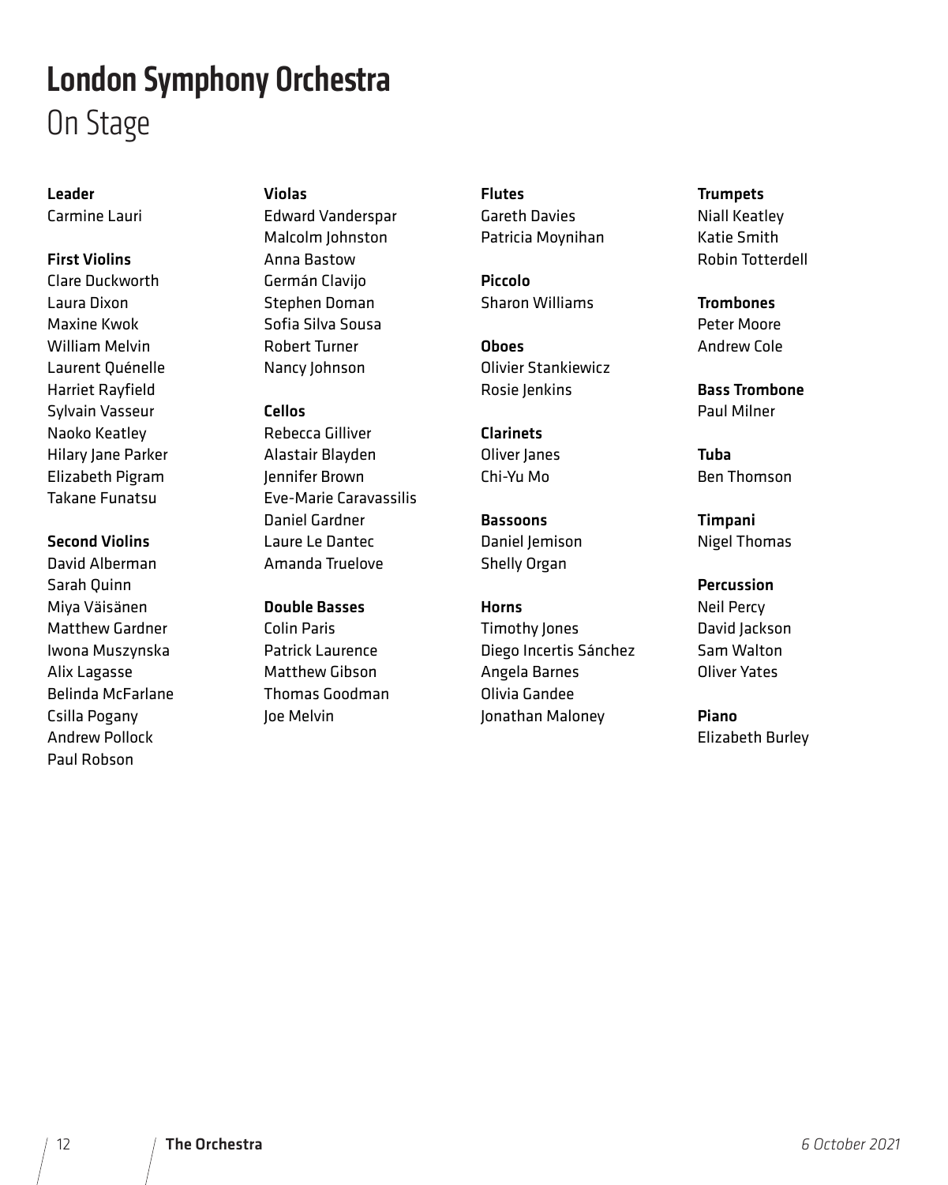# London Symphony Orchestra
## On Stage

**Leader**
Carmine Lauri

**First Violins**
Clare Duckworth
Laura Dixon
Maxine Kwok
William Melvin
Laurent Quénelle
Harriet Rayfield
Sylvain Vasseur
Naoko Keatley
Hilary Jane Parker
Elizabeth Pigram
Takane Funatsu

**Second Violins**
David Alberman
Sarah Quinn
Miya Väisänen
Matthew Gardner
Iwona Muszynska
Alix Lagasse
Belinda McFarlane
Csilla Pogany
Andrew Pollock
Paul Robson

**Violas**
Edward Vanderspar
Malcolm Johnston
Anna Bastow
Germán Clavijo
Stephen Doman
Sofia Silva Sousa
Robert Turner
Nancy Johnson

**Cellos**
Rebecca Gilliver
Alastair Blayden
Jennifer Brown
Eve-Marie Caravassilis
Daniel Gardner
Laure Le Dantec
Amanda Truelove

**Double Basses**
Colin Paris
Patrick Laurence
Matthew Gibson
Thomas Goodman
Joe Melvin

**Flutes**
Gareth Davies
Patricia Moynihan

**Piccolo**
Sharon Williams

**Oboes**
Olivier Stankiewicz
Rosie Jenkins

**Clarinets**
Oliver Janes
Chi-Yu Mo

**Bassoons**
Daniel Jemison
Shelly Organ

**Horns**
Timothy Jones
Diego Incertis Sánchez
Angela Barnes
Olivia Gandee
Jonathan Maloney

**Trumpets**
Niall Keatley
Katie Smith
Robin Totterdell

**Trombones**
Peter Moore
Andrew Cole

**Bass Trombone**
Paul Milner

**Tuba**
Ben Thomson

**Timpani**
Nigel Thomas

**Percussion**
Neil Percy
David Jackson
Sam Walton
Oliver Yates

**Piano**
Elizabeth Burley